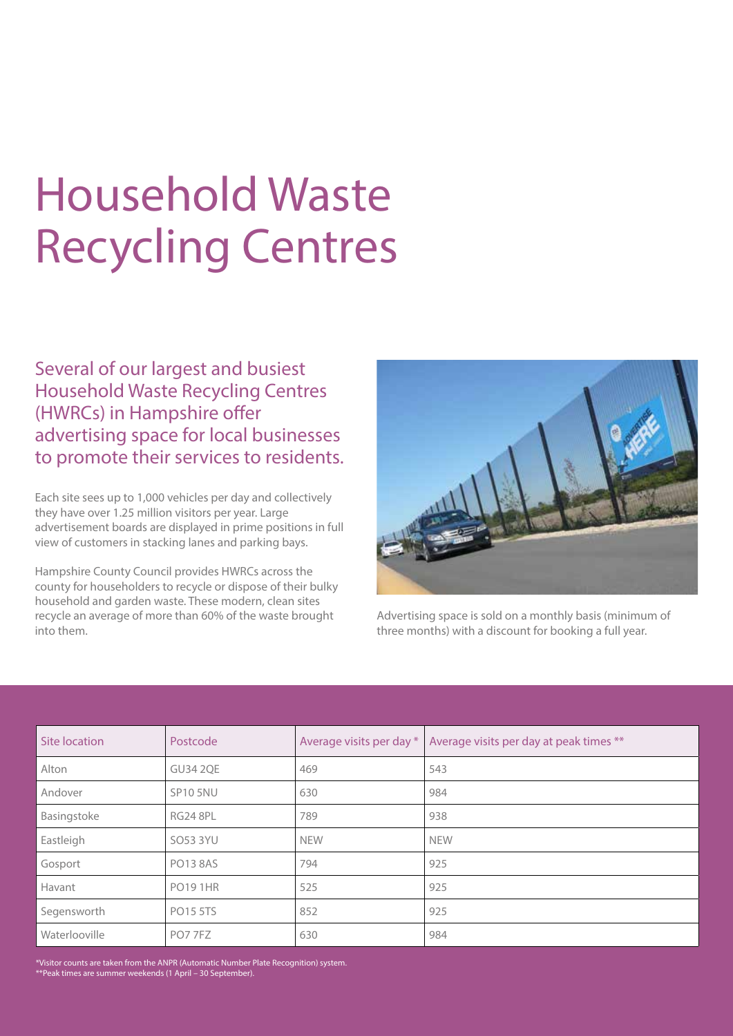# Household Waste Recycling Centres

## Several of our largest and busiest Household Waste Recycling Centres (HWRCs) in Hampshire offer advertising space for local businesses to promote their services to residents.

Each site sees up to 1,000 vehicles per day and collectively they have over 1.25 million visitors per year. Large advertisement boards are displayed in prime positions in full view of customers in stacking lanes and parking bays.

Hampshire County Council provides HWRCs across the county for householders to recycle or dispose of their bulky household and garden waste. These modern, clean sites recycle an average of more than 60% of the waste brought into them.

Advertising space is sold on a monthly basis (minimum of three months) with a discount for booking a full year.

| Site location | Postcode | Average visits per day * | Average visits per day at peak times ** |
| --- | --- | --- | --- |
| Alton | GU34 2QE | 469 | 543 |
| Andover | SP10 5NU | 630 | 984 |
| Basingstoke | RG24 8PL | 789 | 938 |
| Eastleigh | SO53 3YU | NEW | NEW |
| Gosport | PO13 8AS | 794 | 925 |
| Havant | PO19 1HR | 525 | 925 |
| Segensworth | PO15 5TS | 852 | 925 |
| Waterlooville | PO7 7FZ | 630 | 984 |

*Visitor counts are taken from the ANPR (Automatic Number Plate Recognition) system.
**Peak times are summer weekends (1 April – 30 September).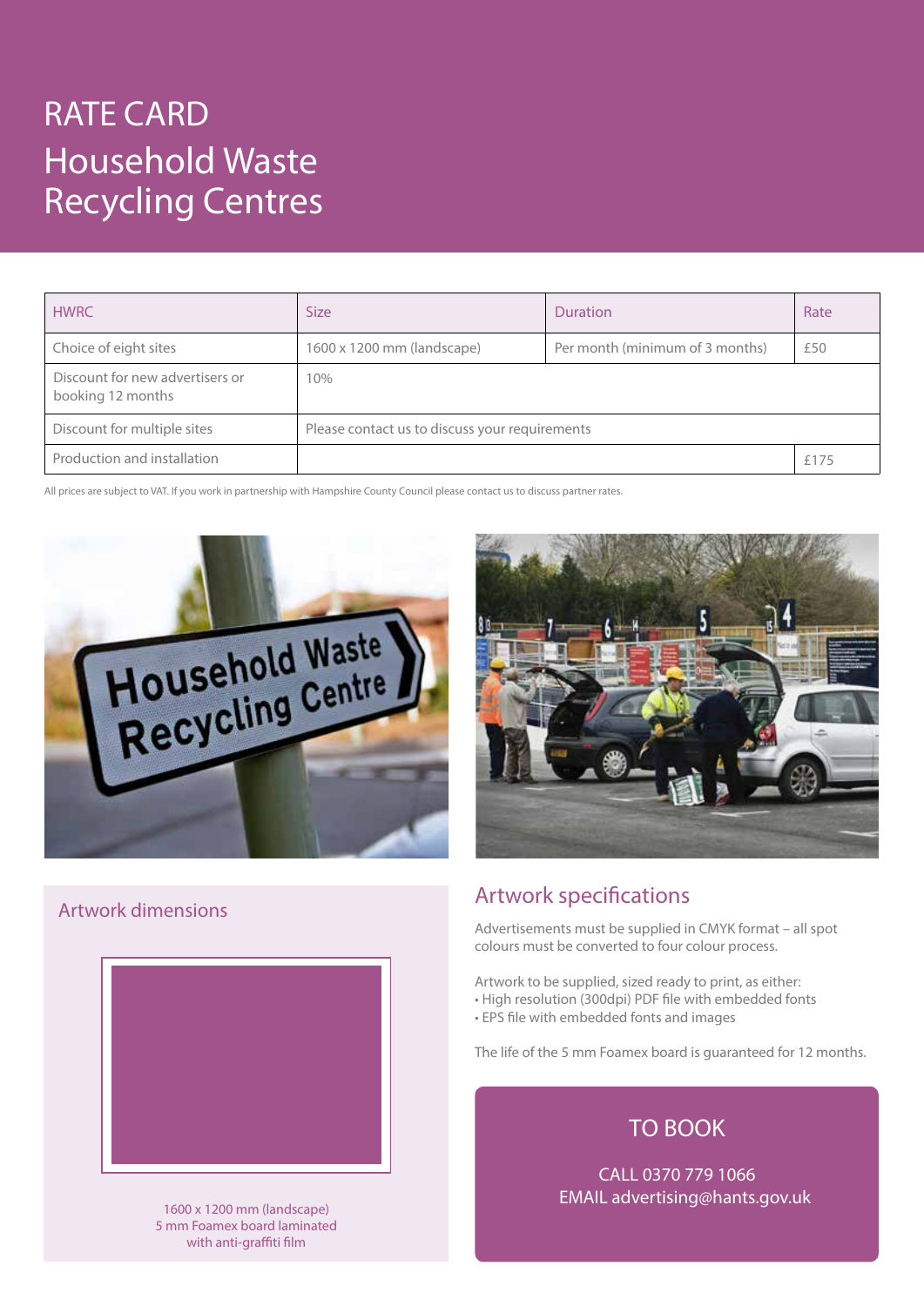# RATE CARD

# Household Waste Recycling Centres

| HWRC | Size | Duration | Rate |
|---|---|---|---|
| Choice of eight sites | 1600 x 1200 mm (landscape) | Per month (minimum of 3 months) | £50 |
| Discount for new advertisers or booking 12 months | 10% | | |
| Discount for multiple sites | Please contact us to discuss your requirements | | |
| Production and installation | | | £175 |

All prices are subject to VAT. If you work in partnership with Hampshire County Council please contact us to discuss partner rates.

## Artwork dimensions

1600 x 1200 mm (landscape)
5 mm Foamex board laminated
with anti-graffiti film

## Artwork specifications

Advertisements must be supplied in CMYK format – all spot colours must be converted to four colour process.

Artwork to be supplied, sized ready to print, as either:

- High resolution (300dpi) PDF file with embedded fonts
- EPS file with embedded fonts and images

The life of the 5 mm Foamex board is guaranteed for 12 months.

## TO BOOK

CALL 0370 779 1066
EMAIL advertising@hants.gov.uk